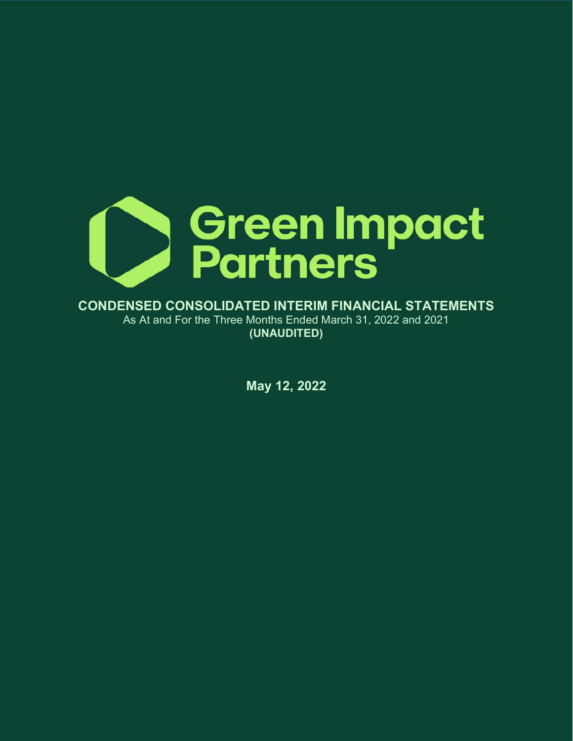# Green Impact Partners

## CONDENSED CONSOLIDATED INTERIM FINANCIAL STATEMENTS

As At and For the Three Months Ended March 31, 2022 and 2021

**(UNAUDITED)**

**May 12, 2022**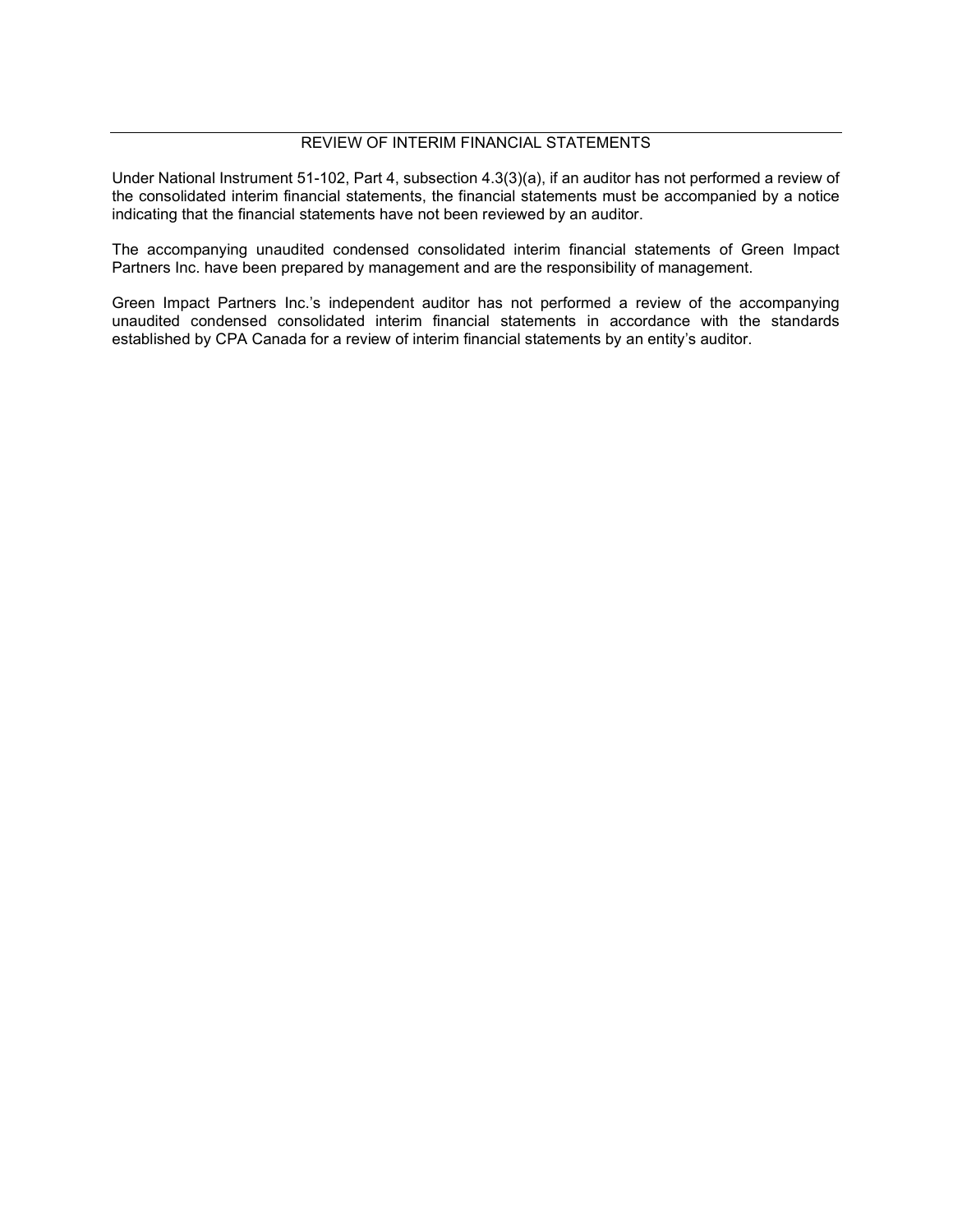## REVIEW OF INTERIM FINANCIAL STATEMENTS

Under National Instrument 51-102, Part 4, subsection 4.3(3)(a), if an auditor has not performed a review of the consolidated interim financial statements, the financial statements must be accompanied by a notice indicating that the financial statements have not been reviewed by an auditor.

The accompanying unaudited condensed consolidated interim financial statements of Green Impact Partners Inc. have been prepared by management and are the responsibility of management.

Green Impact Partners Inc.'s independent auditor has not performed a review of the accompanying unaudited condensed consolidated interim financial statements in accordance with the standards established by CPA Canada for a review of interim financial statements by an entity's auditor.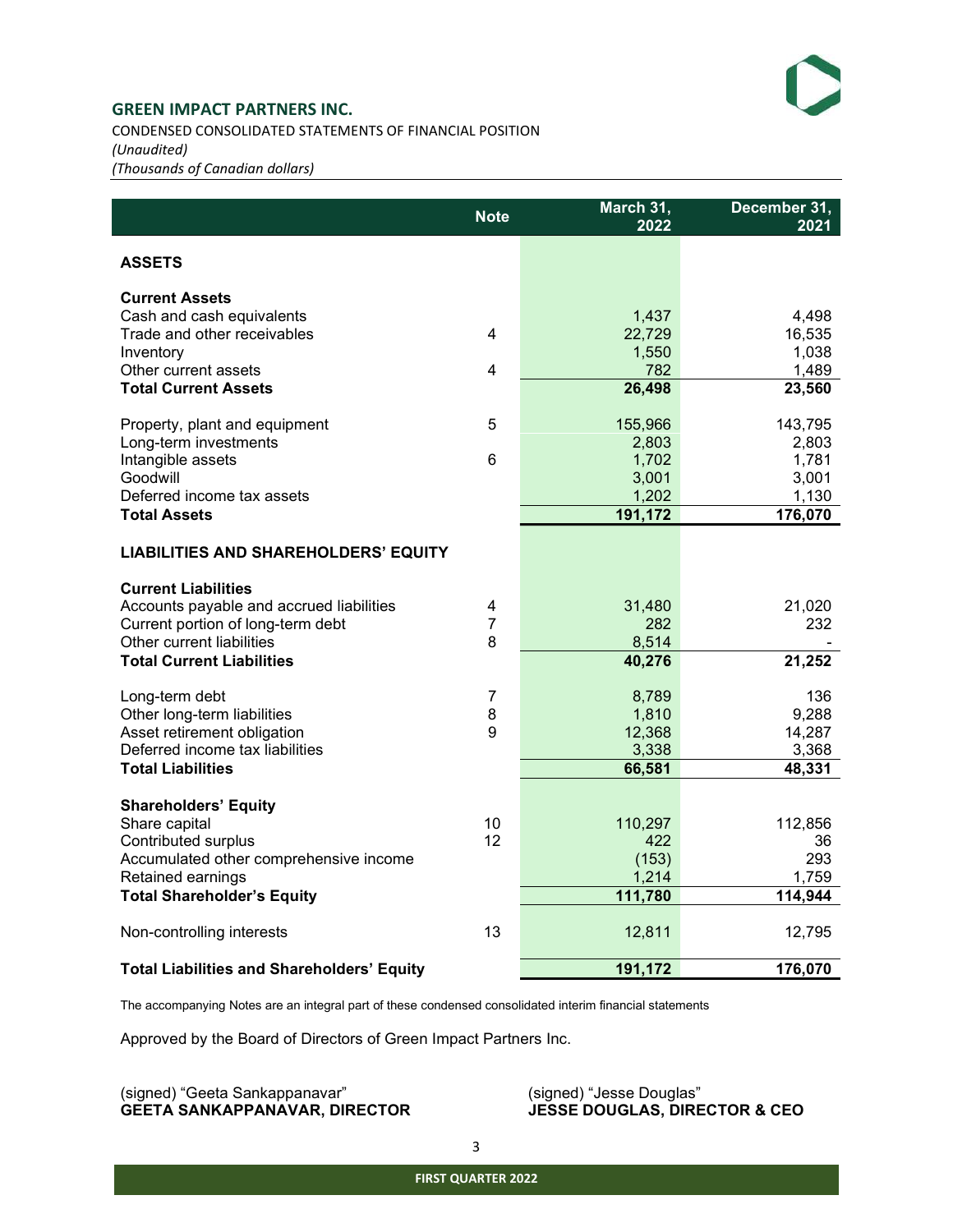## GREEN IMPACT PARTNERS INC.

CONDENSED CONSOLIDATED STATEMENTS OF FINANCIAL POSITION
*(Unaudited)*
*(Thousands of Canadian dollars)*

| | Note | March 31, 2022 | December 31, 2021 |
|---|---|---|---|
| **ASSETS** | | | |
| **Current Assets** | | | |
| Cash and cash equivalents | | 1,437 | 4,498 |
| Trade and other receivables | 4 | 22,729 | 16,535 |
| Inventory | | 1,550 | 1,038 |
| Other current assets | 4 | 782 | 1,489 |
| **Total Current Assets** | | **26,498** | **23,560** |
| Property, plant and equipment | 5 | 155,966 | 143,795 |
| Long-term investments | | 2,803 | 2,803 |
| Intangible assets | 6 | 1,702 | 1,781 |
| Goodwill | | 3,001 | 3,001 |
| Deferred income tax assets | | 1,202 | 1,130 |
| **Total Assets** | | **191,172** | **176,070** |
| **LIABILITIES AND SHAREHOLDERS' EQUITY** | | | |
| **Current Liabilities** | | | |
| Accounts payable and accrued liabilities | 4 | 31,480 | 21,020 |
| Current portion of long-term debt | 7 | 282 | 232 |
| Other current liabilities | 8 | 8,514 | - |
| **Total Current Liabilities** | | **40,276** | **21,252** |
| Long-term debt | 7 | 8,789 | 136 |
| Other long-term liabilities | 8 | 1,810 | 9,288 |
| Asset retirement obligation | 9 | 12,368 | 14,287 |
| Deferred income tax liabilities | | 3,338 | 3,368 |
| **Total Liabilities** | | **66,581** | **48,331** |
| **Shareholders' Equity** | | | |
| Share capital | 10 | 110,297 | 112,856 |
| Contributed surplus | 12 | 422 | 36 |
| Accumulated other comprehensive income | | (153) | 293 |
| Retained earnings | | 1,214 | 1,759 |
| **Total Shareholder's Equity** | | **111,780** | **114,944** |
| Non-controlling interests | 13 | 12,811 | 12,795 |
| **Total Liabilities and Shareholders' Equity** | | **191,172** | **176,070** |

The accompanying Notes are an integral part of these condensed consolidated interim financial statements

Approved by the Board of Directors of Green Impact Partners Inc.

(signed) "Geeta Sankappanavar"
**GEETA SANKAPPANAVAR, DIRECTOR**

(signed) "Jesse Douglas"
**JESSE DOUGLAS, DIRECTOR & CEO**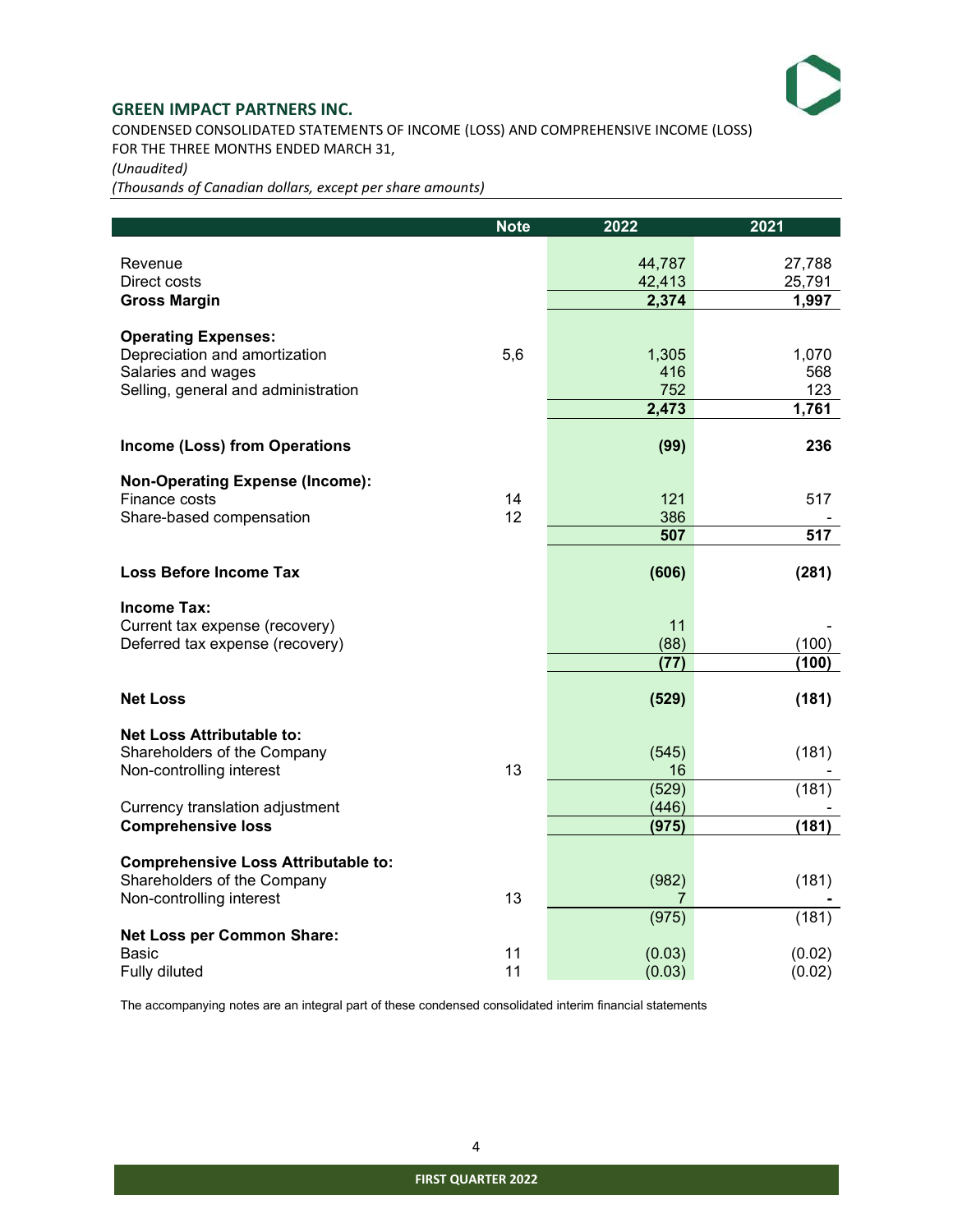## GREEN IMPACT PARTNERS INC.

CONDENSED CONSOLIDATED STATEMENTS OF INCOME (LOSS) AND COMPREHENSIVE INCOME (LOSS)
FOR THE THREE MONTHS ENDED MARCH 31,
*(Unaudited)*
*(Thousands of Canadian dollars, except per share amounts)*

| | Note | 2022 | 2021 |
|---|---|---|---|
| Revenue | | 44,787 | 27,788 |
| Direct costs | | 42,413 | 25,791 |
| **Gross Margin** | | **2,374** | **1,997** |
| **Operating Expenses:** | | | |
| Depreciation and amortization | 5,6 | 1,305 | 1,070 |
| Salaries and wages | | 416 | 568 |
| Selling, general and administration | | 752 | 123 |
| | | **2,473** | **1,761** |
| **Income (Loss) from Operations** | | **(99)** | **236** |
| **Non-Operating Expense (Income):** | | | |
| Finance costs | 14 | 121 | 517 |
| Share-based compensation | 12 | 386 | - |
| | | **507** | **517** |
| **Loss Before Income Tax** | | **(606)** | **(281)** |
| **Income Tax:** | | | |
| Current tax expense (recovery) | | 11 | - |
| Deferred tax expense (recovery) | | (88) | (100) |
| | | **(77)** | **(100)** |
| **Net Loss** | | **(529)** | **(181)** |
| **Net Loss Attributable to:** | | | |
| Shareholders of the Company | | (545) | (181) |
| Non-controlling interest | 13 | 16 | - |
| | | (529) | (181) |
| Currency translation adjustment | | (446) | - |
| **Comprehensive loss** | | **(975)** | **(181)** |
| **Comprehensive Loss Attributable to:** | | | |
| Shareholders of the Company | | (982) | (181) |
| Non-controlling interest | 13 | 7 | - |
| | | (975) | (181) |
| **Net Loss per Common Share:** | | | |
| Basic | 11 | (0.03) | (0.02) |
| Fully diluted | 11 | (0.03) | (0.02) |

The accompanying notes are an integral part of these condensed consolidated interim financial statements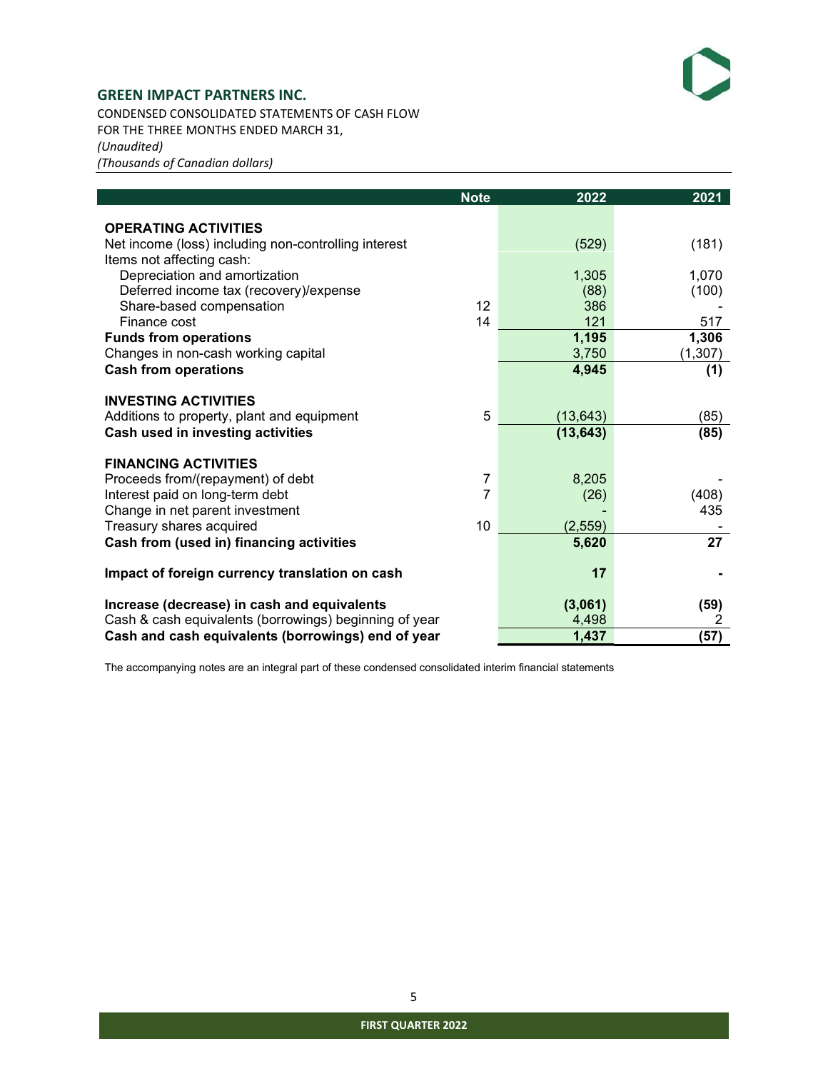## GREEN IMPACT PARTNERS INC.

CONDENSED CONSOLIDATED STATEMENTS OF CASH FLOW
FOR THE THREE MONTHS ENDED MARCH 31,
*(Unaudited)*
*(Thousands of Canadian dollars)*

| | Note | 2022 | 2021 |
|---|---|---|---|
| **OPERATING ACTIVITIES** | | | |
| Net income (loss) including non-controlling interest | | (529) | (181) |
| Items not affecting cash: | | | |
| Depreciation and amortization | | 1,305 | 1,070 |
| Deferred income tax (recovery)/expense | | (88) | (100) |
| Share-based compensation | 12 | 386 | - |
| Finance cost | 14 | 121 | 517 |
| **Funds from operations** | | **1,195** | **1,306** |
| Changes in non-cash working capital | | 3,750 | (1,307) |
| **Cash from operations** | | **4,945** | **(1)** |
| **INVESTING ACTIVITIES** | | | |
| Additions to property, plant and equipment | 5 | (13,643) | (85) |
| **Cash used in investing activities** | | **(13,643)** | **(85)** |
| **FINANCING ACTIVITIES** | | | |
| Proceeds from/(repayment) of debt | 7 | 8,205 | - |
| Interest paid on long-term debt | 7 | (26) | (408) |
| Change in net parent investment | | - | 435 |
| Treasury shares acquired | 10 | (2,559) | - |
| **Cash from (used in) financing activities** | | **5,620** | **27** |
| **Impact of foreign currency translation on cash** | | **17** | **-** |
| **Increase (decrease) in cash and equivalents** | | **(3,061)** | **(59)** |
| Cash & cash equivalents (borrowings) beginning of year | | 4,498 | 2 |
| **Cash and cash equivalents (borrowings) end of year** | | **1,437** | **(57)** |

The accompanying notes are an integral part of these condensed consolidated interim financial statements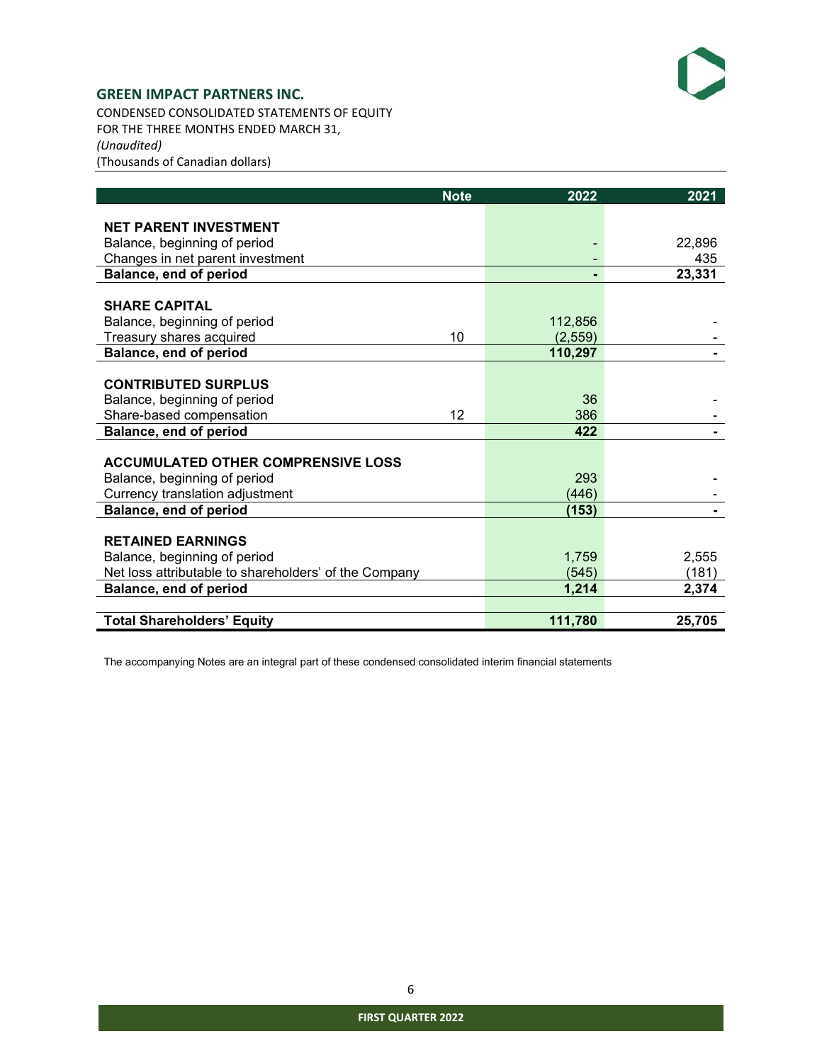## GREEN IMPACT PARTNERS INC.

CONDENSED CONSOLIDATED STATEMENTS OF EQUITY
FOR THE THREE MONTHS ENDED MARCH 31,
*(Unaudited)*
(Thousands of Canadian dollars)

| | Note | 2022 | 2021 |
|---|---|---|---|
| **NET PARENT INVESTMENT** | | | |
| Balance, beginning of period | | - | 22,896 |
| Changes in net parent investment | | - | 435 |
| **Balance, end of period** | | **-** | **23,331** |
| **SHARE CAPITAL** | | | |
| Balance, beginning of period | | 112,856 | - |
| Treasury shares acquired | 10 | (2,559) | - |
| **Balance, end of period** | | **110,297** | **-** |
| **CONTRIBUTED SURPLUS** | | | |
| Balance, beginning of period | | 36 | - |
| Share-based compensation | 12 | 386 | - |
| **Balance, end of period** | | **422** | **-** |
| **ACCUMULATED OTHER COMPRENSIVE LOSS** | | | |
| Balance, beginning of period | | 293 | - |
| Currency translation adjustment | | (446) | - |
| **Balance, end of period** | | **(153)** | **-** |
| **RETAINED EARNINGS** | | | |
| Balance, beginning of period | | 1,759 | 2,555 |
| Net loss attributable to shareholders' of the Company | | (545) | (181) |
| **Balance, end of period** | | **1,214** | **2,374** |
| **Total Shareholders' Equity** | | **111,780** | **25,705** |

The accompanying Notes are an integral part of these condensed consolidated interim financial statements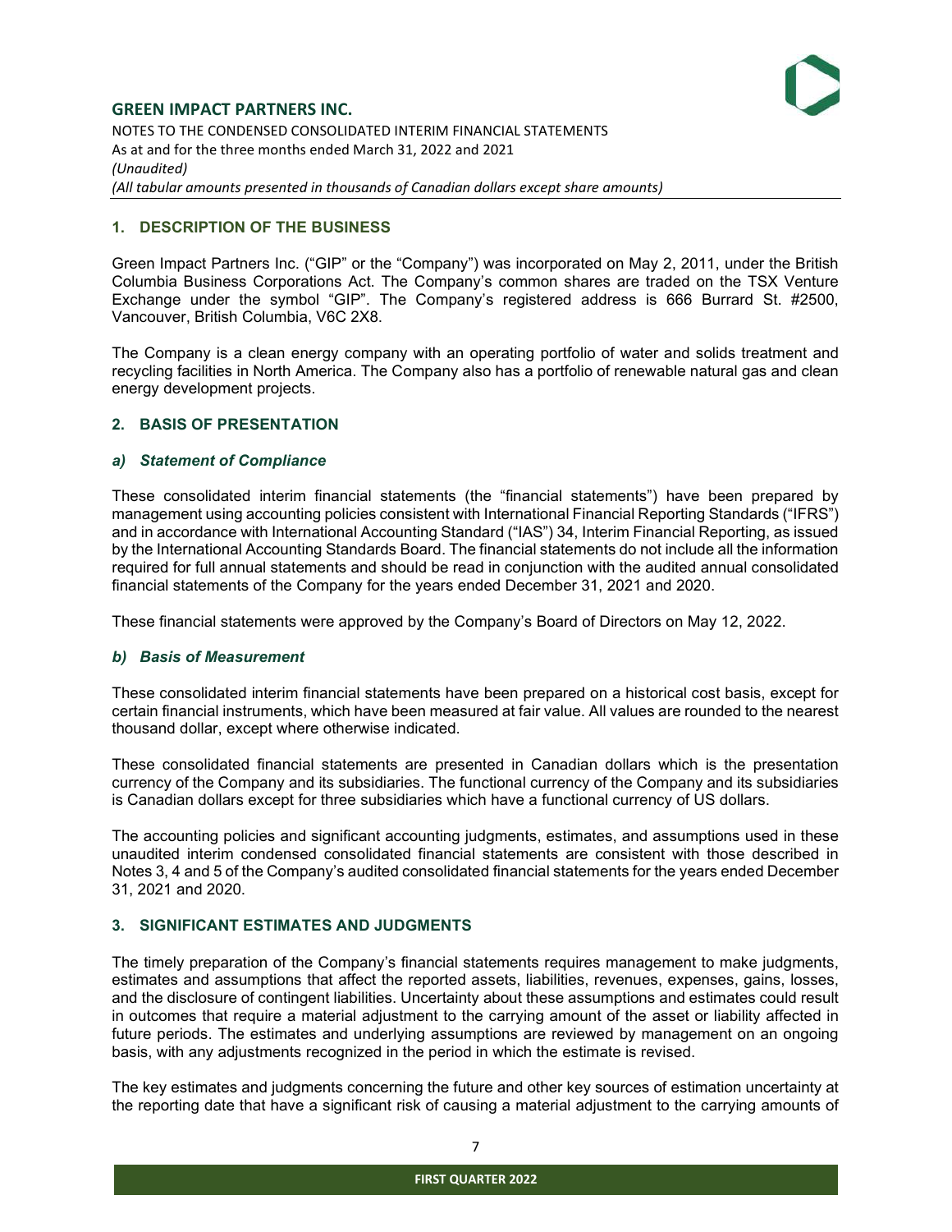## 1. DESCRIPTION OF THE BUSINESS

Green Impact Partners Inc. ("GIP" or the "Company") was incorporated on May 2, 2011, under the British Columbia Business Corporations Act. The Company's common shares are traded on the TSX Venture Exchange under the symbol "GIP". The Company's registered address is 666 Burrard St. #2500, Vancouver, British Columbia, V6C 2X8.

The Company is a clean energy company with an operating portfolio of water and solids treatment and recycling facilities in North America. The Company also has a portfolio of renewable natural gas and clean energy development projects.

## 2. BASIS OF PRESENTATION

### *a) Statement of Compliance*

These consolidated interim financial statements (the "financial statements") have been prepared by management using accounting policies consistent with International Financial Reporting Standards ("IFRS") and in accordance with International Accounting Standard ("IAS") 34, Interim Financial Reporting, as issued by the International Accounting Standards Board. The financial statements do not include all the information required for full annual statements and should be read in conjunction with the audited annual consolidated financial statements of the Company for the years ended December 31, 2021 and 2020.

These financial statements were approved by the Company's Board of Directors on May 12, 2022.

### *b) Basis of Measurement*

These consolidated interim financial statements have been prepared on a historical cost basis, except for certain financial instruments, which have been measured at fair value. All values are rounded to the nearest thousand dollar, except where otherwise indicated.

These consolidated financial statements are presented in Canadian dollars which is the presentation currency of the Company and its subsidiaries. The functional currency of the Company and its subsidiaries is Canadian dollars except for three subsidiaries which have a functional currency of US dollars.

The accounting policies and significant accounting judgments, estimates, and assumptions used in these unaudited interim condensed consolidated financial statements are consistent with those described in Notes 3, 4 and 5 of the Company's audited consolidated financial statements for the years ended December 31, 2021 and 2020.

## 3. SIGNIFICANT ESTIMATES AND JUDGMENTS

The timely preparation of the Company's financial statements requires management to make judgments, estimates and assumptions that affect the reported assets, liabilities, revenues, expenses, gains, losses, and the disclosure of contingent liabilities. Uncertainty about these assumptions and estimates could result in outcomes that require a material adjustment to the carrying amount of the asset or liability affected in future periods. The estimates and underlying assumptions are reviewed by management on an ongoing basis, with any adjustments recognized in the period in which the estimate is revised.

The key estimates and judgments concerning the future and other key sources of estimation uncertainty at the reporting date that have a significant risk of causing a material adjustment to the carrying amounts of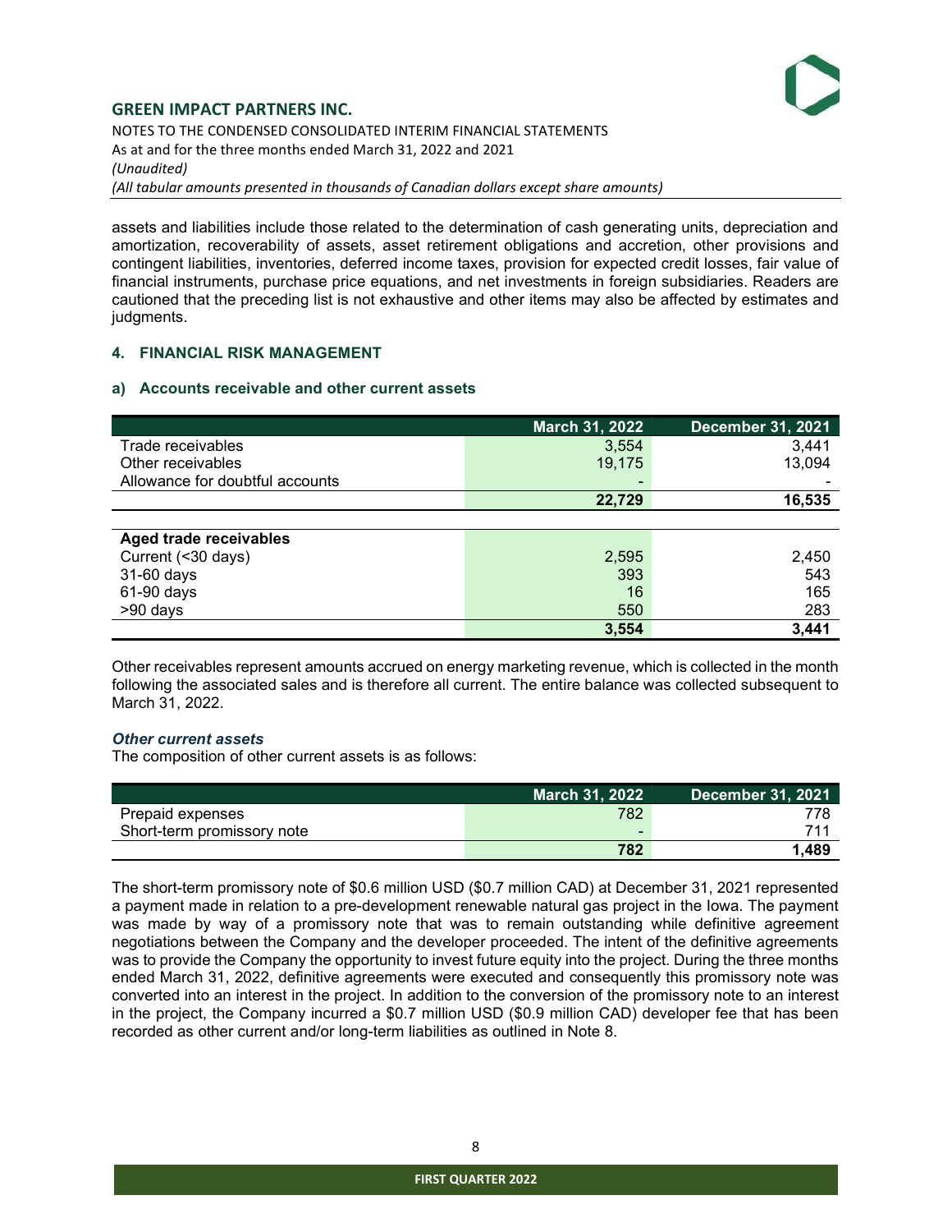assets and liabilities include those related to the determination of cash generating units, depreciation and amortization, recoverability of assets, asset retirement obligations and accretion, other provisions and contingent liabilities, inventories, deferred income taxes, provision for expected credit losses, fair value of financial instruments, purchase price equations, and net investments in foreign subsidiaries. Readers are cautioned that the preceding list is not exhaustive and other items may also be affected by estimates and judgments.

## 4. FINANCIAL RISK MANAGEMENT

### a) Accounts receivable and other current assets

| | March 31, 2022 | December 31, 2021 |
|---|---|---|
| Trade receivables | 3,554 | 3,441 |
| Other receivables | 19,175 | 13,094 |
| Allowance for doubtful accounts | - | - |
| | **22,729** | **16,535** |

| **Aged trade receivables** | | |
|---|---|---|
| Current (<30 days) | 2,595 | 2,450 |
| 31-60 days | 393 | 543 |
| 61-90 days | 16 | 165 |
| >90 days | 550 | 283 |
| | **3,554** | **3,441** |

Other receivables represent amounts accrued on energy marketing revenue, which is collected in the month following the associated sales and is therefore all current. The entire balance was collected subsequent to March 31, 2022.

***Other current assets***

The composition of other current assets is as follows:

| | March 31, 2022 | December 31, 2021 |
|---|---|---|
| Prepaid expenses | 782 | 778 |
| Short-term promissory note | - | 711 |
| | **782** | **1,489** |

The short-term promissory note of $0.6 million USD ($0.7 million CAD) at December 31, 2021 represented a payment made in relation to a pre-development renewable natural gas project in the Iowa. The payment was made by way of a promissory note that was to remain outstanding while definitive agreement negotiations between the Company and the developer proceeded. The intent of the definitive agreements was to provide the Company the opportunity to invest future equity into the project. During the three months ended March 31, 2022, definitive agreements were executed and consequently this promissory note was converted into an interest in the project. In addition to the conversion of the promissory note to an interest in the project, the Company incurred a $0.7 million USD ($0.9 million CAD) developer fee that has been recorded as other current and/or long-term liabilities as outlined in Note 8.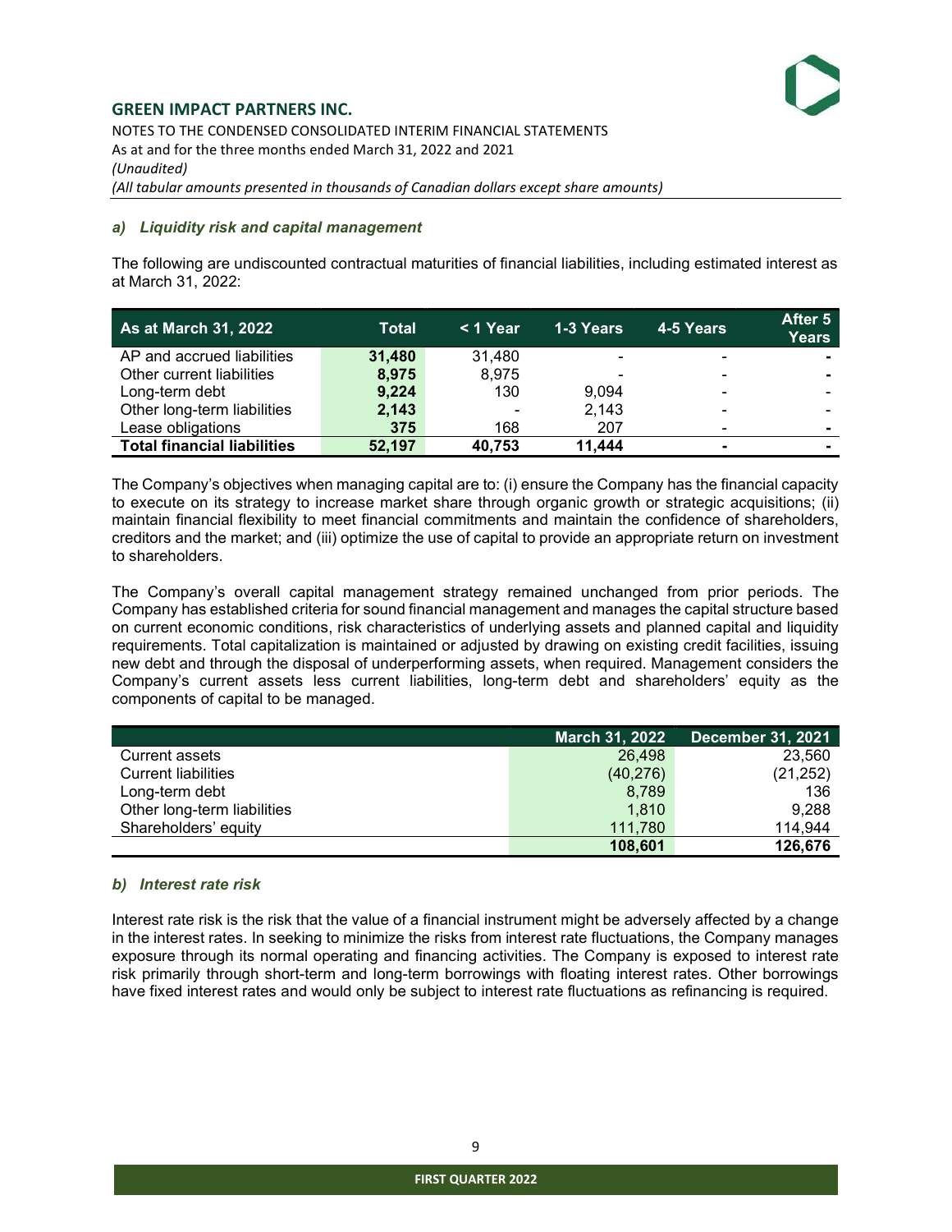### a) *Liquidity risk and capital management*

The following are undiscounted contractual maturities of financial liabilities, including estimated interest as at March 31, 2022:

| As at March 31, 2022 | Total | < 1 Year | 1-3 Years | 4-5 Years | After 5 Years |
|---|---|---|---|---|---|
| AP and accrued liabilities | **31,480** | 31,480 | - | - | - |
| Other current liabilities | **8,975** | 8,975 | - | - | - |
| Long-term debt | **9,224** | 130 | 9,094 | - | - |
| Other long-term liabilities | **2,143** | - | 2,143 | - | - |
| Lease obligations | **375** | 168 | 207 | - | - |
| **Total financial liabilities** | **52,197** | **40,753** | **11,444** | **-** | **-** |

The Company's objectives when managing capital are to: (i) ensure the Company has the financial capacity to execute on its strategy to increase market share through organic growth or strategic acquisitions; (ii) maintain financial flexibility to meet financial commitments and maintain the confidence of shareholders, creditors and the market; and (iii) optimize the use of capital to provide an appropriate return on investment to shareholders.

The Company's overall capital management strategy remained unchanged from prior periods. The Company has established criteria for sound financial management and manages the capital structure based on current economic conditions, risk characteristics of underlying assets and planned capital and liquidity requirements. Total capitalization is maintained or adjusted by drawing on existing credit facilities, issuing new debt and through the disposal of underperforming assets, when required. Management considers the Company's current assets less current liabilities, long-term debt and shareholders' equity as the components of capital to be managed.

| | March 31, 2022 | December 31, 2021 |
|---|---|---|
| Current assets | 26,498 | 23,560 |
| Current liabilities | (40,276) | (21,252) |
| Long-term debt | 8,789 | 136 |
| Other long-term liabilities | 1,810 | 9,288 |
| Shareholders' equity | 111,780 | 114,944 |
| | **108,601** | **126,676** |

### b) *Interest rate risk*

Interest rate risk is the risk that the value of a financial instrument might be adversely affected by a change in the interest rates. In seeking to minimize the risks from interest rate fluctuations, the Company manages exposure through its normal operating and financing activities. The Company is exposed to interest rate risk primarily through short-term and long-term borrowings with floating interest rates. Other borrowings have fixed interest rates and would only be subject to interest rate fluctuations as refinancing is required.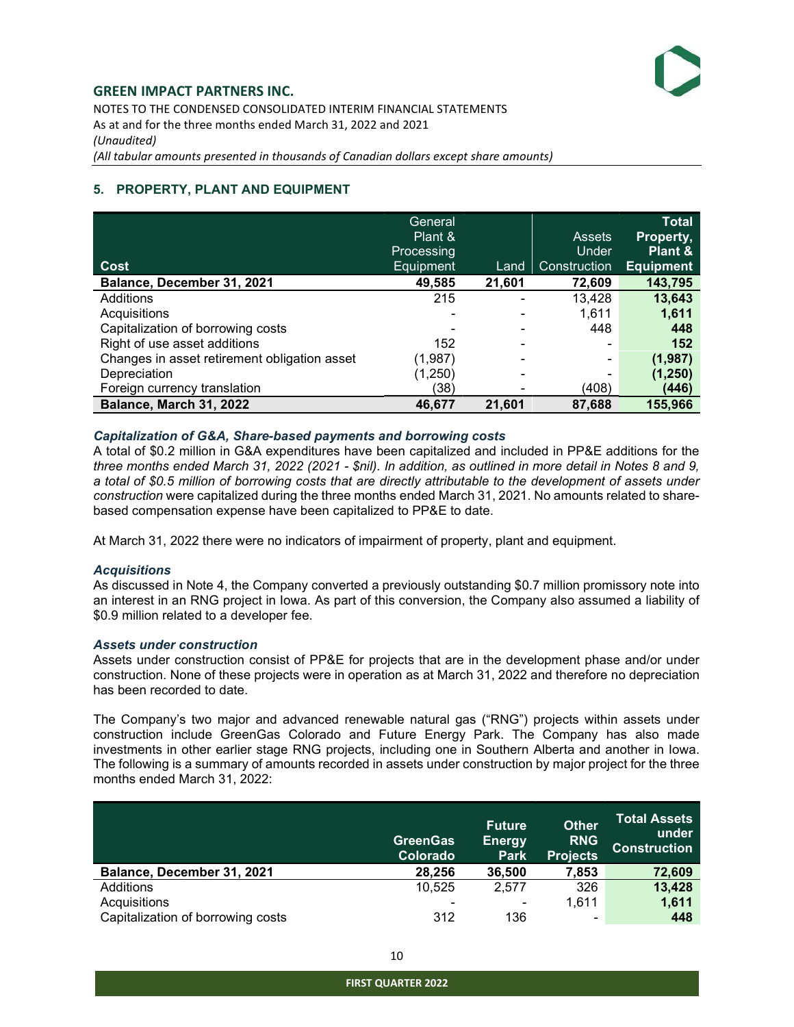## 5. PROPERTY, PLANT AND EQUIPMENT

| Cost | General Plant & Processing Equipment | Land | Assets Under Construction | Total Property, Plant & Equipment |
|---|---|---|---|---|
| **Balance, December 31, 2021** | **49,585** | **21,601** | **72,609** | **143,795** |
| Additions | 215 | - | 13,428 | **13,643** |
| Acquisitions | - | - | 1,611 | **1,611** |
| Capitalization of borrowing costs | - | - | 448 | **448** |
| Right of use asset additions | 152 | - | - | **152** |
| Changes in asset retirement obligation asset | (1,987) | - | - | **(1,987)** |
| Depreciation | (1,250) | - | - | **(1,250)** |
| Foreign currency translation | (38) | - | (408) | **(446)** |
| **Balance, March 31, 2022** | **46,677** | **21,601** | **87,688** | **155,966** |

### *Capitalization of G&A, Share-based payments and borrowing costs*

A total of $0.2 million in G&A expenditures have been capitalized and included in PP&E additions for the *three months ended March 31, 2022 (2021 - $nil). In addition, as outlined in more detail in Notes 8 and 9, a total of $0.5 million of borrowing costs that are directly attributable to the development of assets under construction* were capitalized during the three months ended March 31, 2021. No amounts related to share-based compensation expense have been capitalized to PP&E to date.

At March 31, 2022 there were no indicators of impairment of property, plant and equipment.

### *Acquisitions*

As discussed in Note 4, the Company converted a previously outstanding $0.7 million promissory note into an interest in an RNG project in Iowa. As part of this conversion, the Company also assumed a liability of $0.9 million related to a developer fee.

### *Assets under construction*

Assets under construction consist of PP&E for projects that are in the development phase and/or under construction. None of these projects were in operation as at March 31, 2022 and therefore no depreciation has been recorded to date.

The Company's two major and advanced renewable natural gas ("RNG") projects within assets under construction include GreenGas Colorado and Future Energy Park. The Company has also made investments in other earlier stage RNG projects, including one in Southern Alberta and another in Iowa. The following is a summary of amounts recorded in assets under construction by major project for the three months ended March 31, 2022:

| | GreenGas Colorado | Future Energy Park | Other RNG Projects | Total Assets under Construction |
|---|---|---|---|---|
| **Balance, December 31, 2021** | **28,256** | **36,500** | **7,853** | **72,609** |
| Additions | 10,525 | 2,577 | 326 | **13,428** |
| Acquisitions | - | - | 1,611 | **1,611** |
| Capitalization of borrowing costs | 312 | 136 | - | **448** |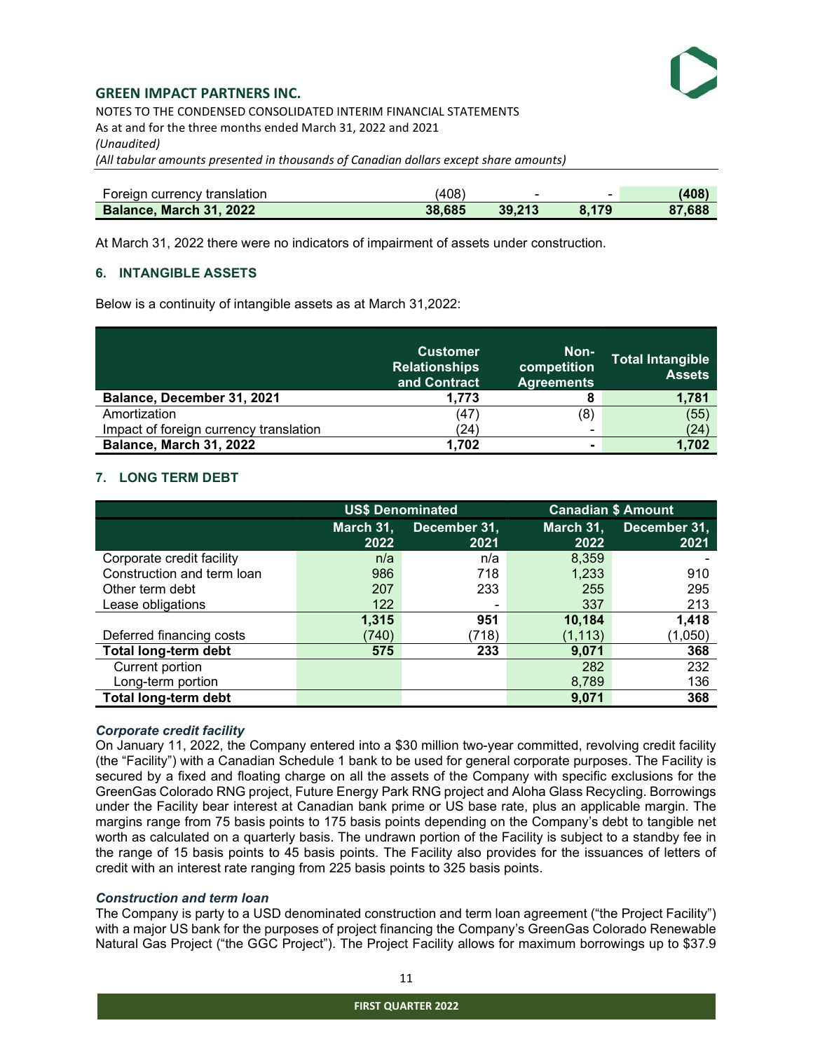| Foreign currency translation | (408) | - | - | (408) |
|---|---|---|---|---|
| **Balance, March 31, 2022** | **38,685** | **39,213** | **8,179** | **87,688** |

At March 31, 2022 there were no indicators of impairment of assets under construction.

### 6. INTANGIBLE ASSETS

Below is a continuity of intangible assets as at March 31,2022:

| | Customer Relationships and Contract | Non-competition Agreements | Total Intangible Assets |
|---|---|---|---|
| **Balance, December 31, 2021** | **1,773** | **8** | **1,781** |
| Amortization | (47) | (8) | (55) |
| Impact of foreign currency translation | (24) | - | (24) |
| **Balance, March 31, 2022** | **1,702** | **-** | **1,702** |

### 7. LONG TERM DEBT

| | US$ Denominated | | Canadian $ Amount | |
|---|---|---|---|---|
| | March 31, 2022 | December 31, 2021 | March 31, 2022 | December 31, 2021 |
| Corporate credit facility | n/a | n/a | 8,359 | - |
| Construction and term loan | 986 | 718 | 1,233 | 910 |
| Other term debt | 207 | 233 | 255 | 295 |
| Lease obligations | 122 | - | 337 | 213 |
| | **1,315** | **951** | **10,184** | **1,418** |
| Deferred financing costs | (740) | (718) | (1,113) | (1,050) |
| **Total long-term debt** | **575** | **233** | **9,071** | **368** |
| Current portion | | | 282 | 232 |
| Long-term portion | | | 8,789 | 136 |
| **Total long-term debt** | | | **9,071** | **368** |

***Corporate credit facility***

On January 11, 2022, the Company entered into a $30 million two-year committed, revolving credit facility (the "Facility") with a Canadian Schedule 1 bank to be used for general corporate purposes. The Facility is secured by a fixed and floating charge on all the assets of the Company with specific exclusions for the GreenGas Colorado RNG project, Future Energy Park RNG project and Aloha Glass Recycling. Borrowings under the Facility bear interest at Canadian bank prime or US base rate, plus an applicable margin. The margins range from 75 basis points to 175 basis points depending on the Company's debt to tangible net worth as calculated on a quarterly basis. The undrawn portion of the Facility is subject to a standby fee in the range of 15 basis points to 45 basis points. The Facility also provides for the issuances of letters of credit with an interest rate ranging from 225 basis points to 325 basis points.

***Construction and term loan***

The Company is party to a USD denominated construction and term loan agreement ("the Project Facility") with a major US bank for the purposes of project financing the Company's GreenGas Colorado Renewable Natural Gas Project ("the GGC Project"). The Project Facility allows for maximum borrowings up to $37.9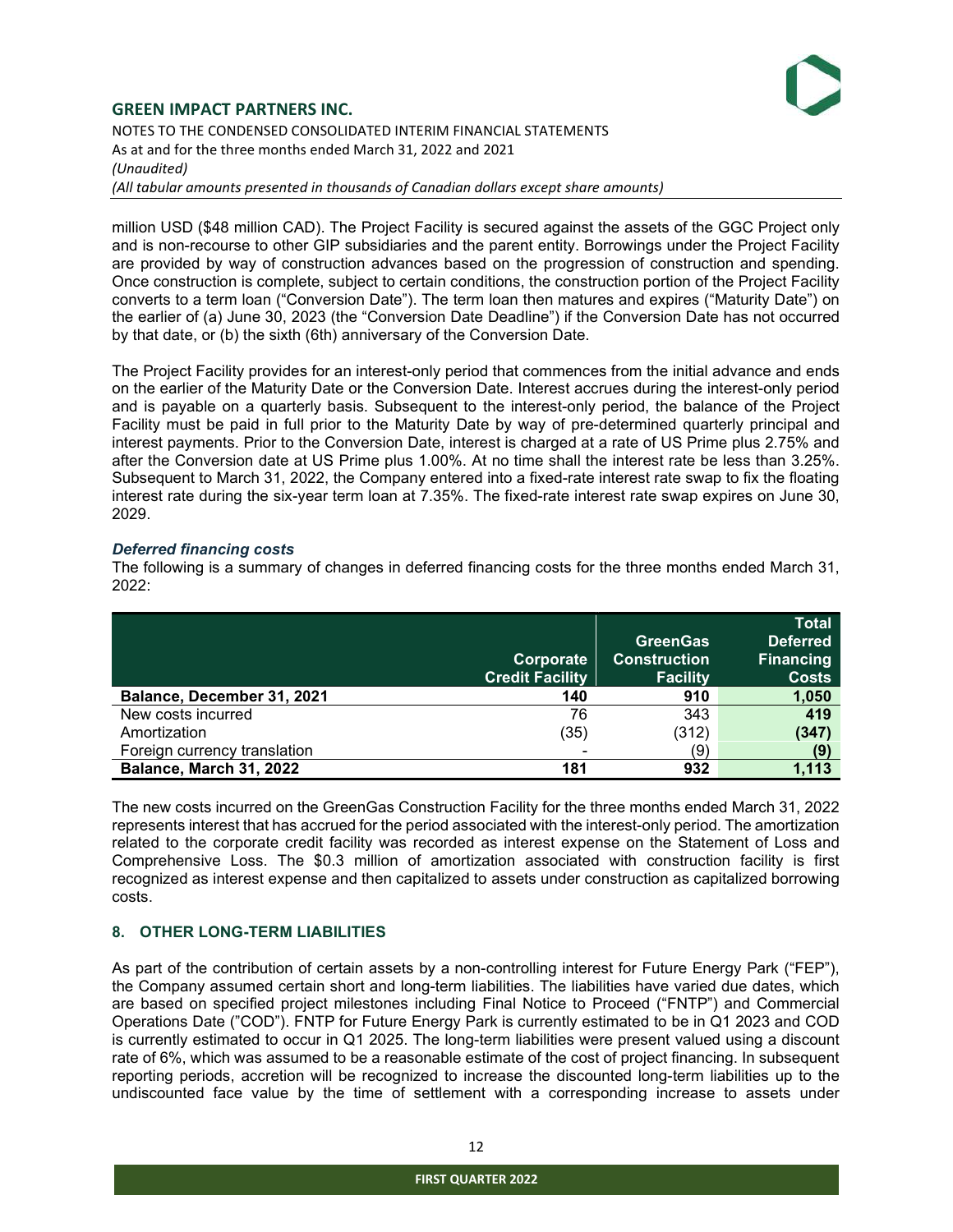million USD ($48 million CAD). The Project Facility is secured against the assets of the GGC Project only and is non-recourse to other GIP subsidiaries and the parent entity. Borrowings under the Project Facility are provided by way of construction advances based on the progression of construction and spending. Once construction is complete, subject to certain conditions, the construction portion of the Project Facility converts to a term loan ("Conversion Date"). The term loan then matures and expires ("Maturity Date") on the earlier of (a) June 30, 2023 (the "Conversion Date Deadline") if the Conversion Date has not occurred by that date, or (b) the sixth (6th) anniversary of the Conversion Date.

The Project Facility provides for an interest-only period that commences from the initial advance and ends on the earlier of the Maturity Date or the Conversion Date. Interest accrues during the interest-only period and is payable on a quarterly basis. Subsequent to the interest-only period, the balance of the Project Facility must be paid in full prior to the Maturity Date by way of pre-determined quarterly principal and interest payments. Prior to the Conversion Date, interest is charged at a rate of US Prime plus 2.75% and after the Conversion date at US Prime plus 1.00%. At no time shall the interest rate be less than 3.25%. Subsequent to March 31, 2022, the Company entered into a fixed-rate interest rate swap to fix the floating interest rate during the six-year term loan at 7.35%. The fixed-rate interest rate swap expires on June 30, 2029.

### *Deferred financing costs*

The following is a summary of changes in deferred financing costs for the three months ended March 31, 2022:

| | Corporate Credit Facility | GreenGas Construction Facility | Total Deferred Financing Costs |
|---|---|---|---|
| **Balance, December 31, 2021** | **140** | **910** | **1,050** |
| New costs incurred | 76 | 343 | **419** |
| Amortization | (35) | (312) | **(347)** |
| Foreign currency translation | - | (9) | **(9)** |
| **Balance, March 31, 2022** | **181** | **932** | **1,113** |

The new costs incurred on the GreenGas Construction Facility for the three months ended March 31, 2022 represents interest that has accrued for the period associated with the interest-only period. The amortization related to the corporate credit facility was recorded as interest expense on the Statement of Loss and Comprehensive Loss. The $0.3 million of amortization associated with construction facility is first recognized as interest expense and then capitalized to assets under construction as capitalized borrowing costs.

## 8. OTHER LONG-TERM LIABILITIES

As part of the contribution of certain assets by a non-controlling interest for Future Energy Park ("FEP"), the Company assumed certain short and long-term liabilities. The liabilities have varied due dates, which are based on specified project milestones including Final Notice to Proceed ("FNTP") and Commercial Operations Date ("COD"). FNTP for Future Energy Park is currently estimated to be in Q1 2023 and COD is currently estimated to occur in Q1 2025. The long-term liabilities were present valued using a discount rate of 6%, which was assumed to be a reasonable estimate of the cost of project financing. In subsequent reporting periods, accretion will be recognized to increase the discounted long-term liabilities up to the undiscounted face value by the time of settlement with a corresponding increase to assets under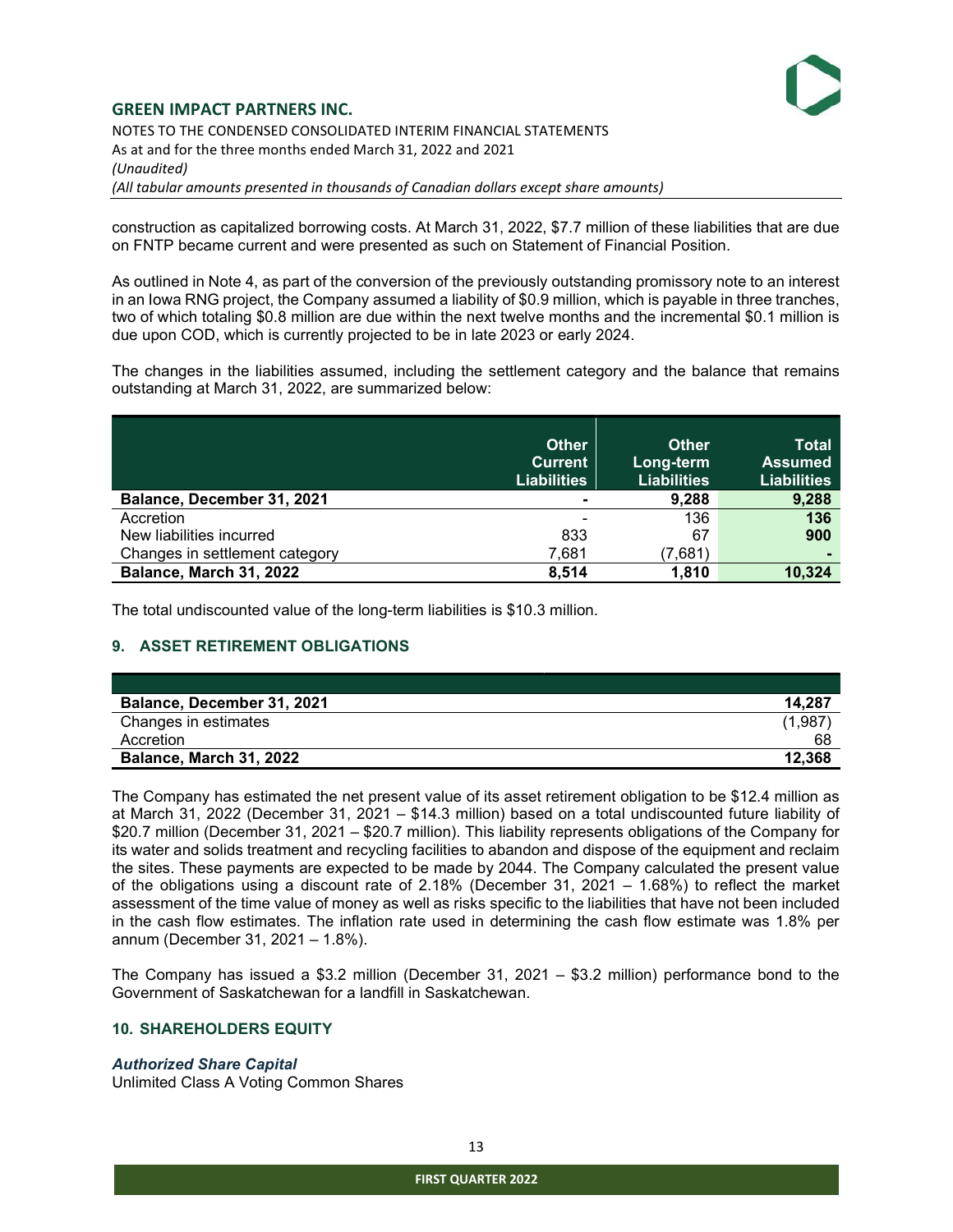construction as capitalized borrowing costs. At March 31, 2022, $7.7 million of these liabilities that are due on FNTP became current and were presented as such on Statement of Financial Position.

As outlined in Note 4, as part of the conversion of the previously outstanding promissory note to an interest in an Iowa RNG project, the Company assumed a liability of $0.9 million, which is payable in three tranches, two of which totaling $0.8 million are due within the next twelve months and the incremental $0.1 million is due upon COD, which is currently projected to be in late 2023 or early 2024.

The changes in the liabilities assumed, including the settlement category and the balance that remains outstanding at March 31, 2022, are summarized below:

| | Other Current Liabilities | Other Long-term Liabilities | Total Assumed Liabilities |
|---|---|---|---|
| **Balance, December 31, 2021** | **-** | **9,288** | **9,288** |
| Accretion | - | 136 | **136** |
| New liabilities incurred | 833 | 67 | **900** |
| Changes in settlement category | 7,681 | (7,681) | **-** |
| **Balance, March 31, 2022** | **8,514** | **1,810** | **10,324** |

The total undiscounted value of the long-term liabilities is $10.3 million.

## 9. ASSET RETIREMENT OBLIGATIONS

| | |
|---|---|
| **Balance, December 31, 2021** | **14,287** |
| Changes in estimates | (1,987) |
| Accretion | 68 |
| **Balance, March 31, 2022** | **12,368** |

The Company has estimated the net present value of its asset retirement obligation to be $12.4 million as at March 31, 2022 (December 31, 2021 – $14.3 million) based on a total undiscounted future liability of $20.7 million (December 31, 2021 – $20.7 million). This liability represents obligations of the Company for its water and solids treatment and recycling facilities to abandon and dispose of the equipment and reclaim the sites. These payments are expected to be made by 2044. The Company calculated the present value of the obligations using a discount rate of 2.18% (December 31, 2021 – 1.68%) to reflect the market assessment of the time value of money as well as risks specific to the liabilities that have not been included in the cash flow estimates. The inflation rate used in determining the cash flow estimate was 1.8% per annum (December 31, 2021 – 1.8%).

The Company has issued a $3.2 million (December 31, 2021 – $3.2 million) performance bond to the Government of Saskatchewan for a landfill in Saskatchewan.

## 10. SHAREHOLDERS EQUITY

***Authorized Share Capital***

Unlimited Class A Voting Common Shares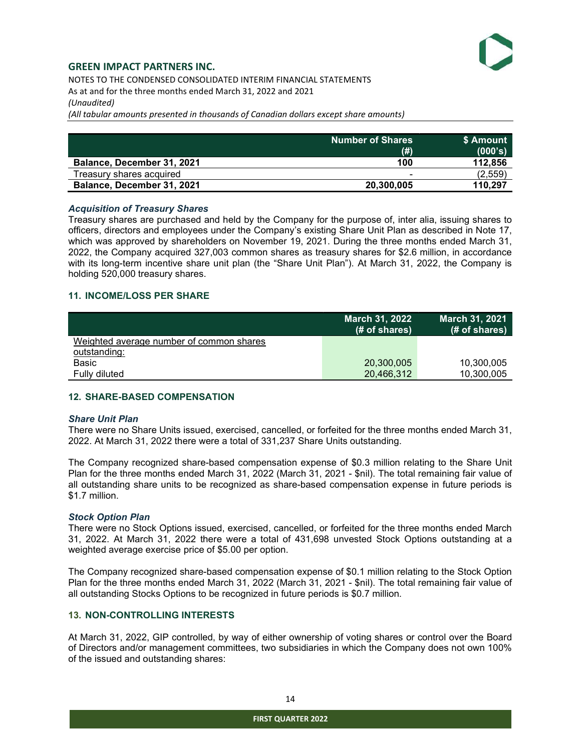| | Number of Shares (#) | $ Amount (000's) |
|---|---|---|
| **Balance, December 31, 2021** | **100** | **112,856** |
| Treasury shares acquired | - | (2,559) |
| **Balance, December 31, 2021** | **20,300,005** | **110,297** |

### *Acquisition of Treasury Shares*

Treasury shares are purchased and held by the Company for the purpose of, inter alia, issuing shares to officers, directors and employees under the Company's existing Share Unit Plan as described in Note 17, which was approved by shareholders on November 19, 2021. During the three months ended March 31, 2022, the Company acquired 327,003 common shares as treasury shares for $2.6 million, in accordance with its long-term incentive share unit plan (the "Share Unit Plan"). At March 31, 2022, the Company is holding 520,000 treasury shares.

## 11. INCOME/LOSS PER SHARE

| | March 31, 2022 (# of shares) | March 31, 2021 (# of shares) |
|---|---|---|
| Weighted average number of common shares outstanding: | | |
| Basic | 20,300,005 | 10,300,005 |
| Fully diluted | 20,466,312 | 10,300,005 |

## 12. SHARE-BASED COMPENSATION

### *Share Unit Plan*

There were no Share Units issued, exercised, cancelled, or forfeited for the three months ended March 31, 2022. At March 31, 2022 there were a total of 331,237 Share Units outstanding.

The Company recognized share-based compensation expense of $0.3 million relating to the Share Unit Plan for the three months ended March 31, 2022 (March 31, 2021 - $nil). The total remaining fair value of all outstanding share units to be recognized as share-based compensation expense in future periods is $1.7 million.

### *Stock Option Plan*

There were no Stock Options issued, exercised, cancelled, or forfeited for the three months ended March 31, 2022. At March 31, 2022 there were a total of 431,698 unvested Stock Options outstanding at a weighted average exercise price of $5.00 per option.

The Company recognized share-based compensation expense of $0.1 million relating to the Stock Option Plan for the three months ended March 31, 2022 (March 31, 2021 - $nil). The total remaining fair value of all outstanding Stocks Options to be recognized in future periods is $0.7 million.

## 13. NON-CONTROLLING INTERESTS

At March 31, 2022, GIP controlled, by way of either ownership of voting shares or control over the Board of Directors and/or management committees, two subsidiaries in which the Company does not own 100% of the issued and outstanding shares: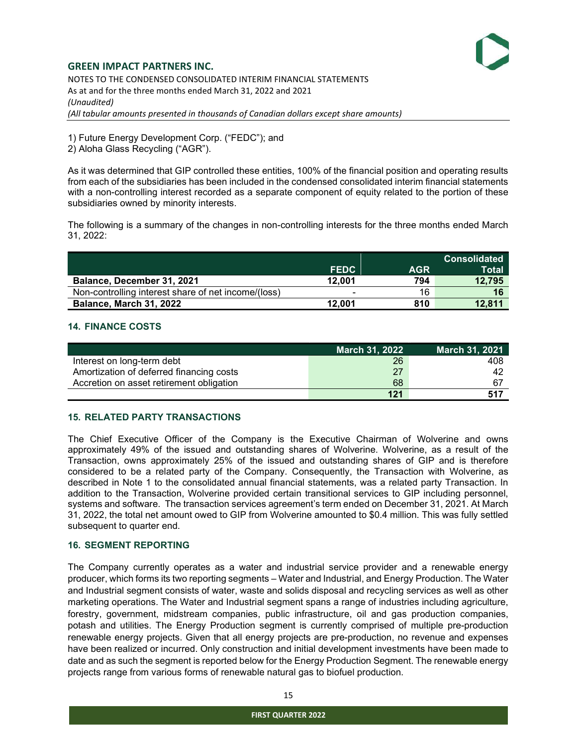1) Future Energy Development Corp. ("FEDC"); and
2) Aloha Glass Recycling ("AGR").

As it was determined that GIP controlled these entities, 100% of the financial position and operating results from each of the subsidiaries has been included in the condensed consolidated interim financial statements with a non-controlling interest recorded as a separate component of equity related to the portion of these subsidiaries owned by minority interests.

The following is a summary of the changes in non-controlling interests for the three months ended March 31, 2022:

| | FEDC | AGR | Consolidated Total |
|---|---|---|---|
| **Balance, December 31, 2021** | **12,001** | **794** | **12,795** |
| Non-controlling interest share of net income/(loss) | - | 16 | **16** |
| **Balance, March 31, 2022** | **12,001** | **810** | **12,811** |

### 14. FINANCE COSTS

| | March 31, 2022 | March 31, 2021 |
|---|---|---|
| Interest on long-term debt | 26 | 408 |
| Amortization of deferred financing costs | 27 | 42 |
| Accretion on asset retirement obligation | 68 | 67 |
| | **121** | **517** |

### 15. RELATED PARTY TRANSACTIONS

The Chief Executive Officer of the Company is the Executive Chairman of Wolverine and owns approximately 49% of the issued and outstanding shares of Wolverine. Wolverine, as a result of the Transaction, owns approximately 25% of the issued and outstanding shares of GIP and is therefore considered to be a related party of the Company. Consequently, the Transaction with Wolverine, as described in Note 1 to the consolidated annual financial statements, was a related party Transaction. In addition to the Transaction, Wolverine provided certain transitional services to GIP including personnel, systems and software. The transaction services agreement's term ended on December 31, 2021. At March 31, 2022, the total net amount owed to GIP from Wolverine amounted to $0.4 million. This was fully settled subsequent to quarter end.

### 16. SEGMENT REPORTING

The Company currently operates as a water and industrial service provider and a renewable energy producer, which forms its two reporting segments – Water and Industrial, and Energy Production. The Water and Industrial segment consists of water, waste and solids disposal and recycling services as well as other marketing operations. The Water and Industrial segment spans a range of industries including agriculture, forestry, government, midstream companies, public infrastructure, oil and gas production companies, potash and utilities. The Energy Production segment is currently comprised of multiple pre-production renewable energy projects. Given that all energy projects are pre-production, no revenue and expenses have been realized or incurred. Only construction and initial development investments have been made to date and as such the segment is reported below for the Energy Production Segment. The renewable energy projects range from various forms of renewable natural gas to biofuel production.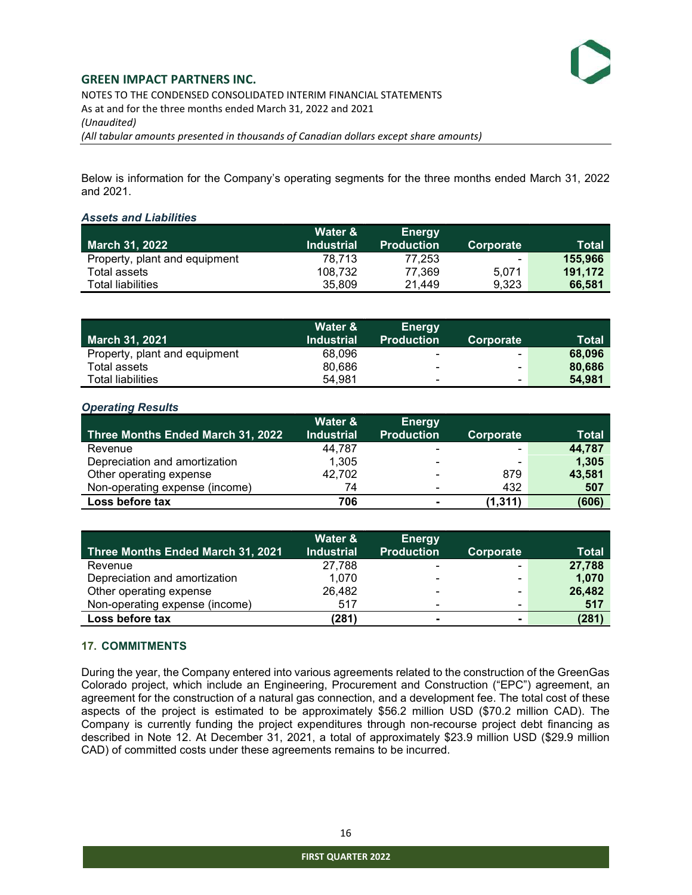Below is information for the Company's operating segments for the three months ended March 31, 2022 and 2021.

***Assets and Liabilities***

| March 31, 2022 | Water & Industrial | Energy Production | Corporate | Total |
|---|---|---|---|---|
| Property, plant and equipment | 78,713 | 77,253 | - | **155,966** |
| Total assets | 108,732 | 77,369 | 5,071 | **191,172** |
| Total liabilities | 35,809 | 21,449 | 9,323 | **66,581** |

| March 31, 2021 | Water & Industrial | Energy Production | Corporate | Total |
|---|---|---|---|---|
| Property, plant and equipment | 68,096 | - | - | **68,096** |
| Total assets | 80,686 | - | - | **80,686** |
| Total liabilities | 54,981 | - | - | **54,981** |

***Operating Results***

| Three Months Ended March 31, 2022 | Water & Industrial | Energy Production | Corporate | Total |
|---|---|---|---|---|
| Revenue | 44,787 | - | - | **44,787** |
| Depreciation and amortization | 1,305 | - | - | **1,305** |
| Other operating expense | 42,702 | - | 879 | **43,581** |
| Non-operating expense (income) | 74 | - | 432 | **507** |
| **Loss before tax** | **706** | **-** | **(1,311)** | **(606)** |

| Three Months Ended March 31, 2021 | Water & Industrial | Energy Production | Corporate | Total |
|---|---|---|---|---|
| Revenue | 27,788 | - | - | **27,788** |
| Depreciation and amortization | 1,070 | - | - | **1,070** |
| Other operating expense | 26,482 | - | - | **26,482** |
| Non-operating expense (income) | 517 | - | - | **517** |
| **Loss before tax** | **(281)** | **-** | **-** | **(281)** |

## 17. COMMITMENTS

During the year, the Company entered into various agreements related to the construction of the GreenGas Colorado project, which include an Engineering, Procurement and Construction ("EPC") agreement, an agreement for the construction of a natural gas connection, and a development fee. The total cost of these aspects of the project is estimated to be approximately $56.2 million USD ($70.2 million CAD). The Company is currently funding the project expenditures through non-recourse project debt financing as described in Note 12. At December 31, 2021, a total of approximately $23.9 million USD ($29.9 million CAD) of committed costs under these agreements remains to be incurred.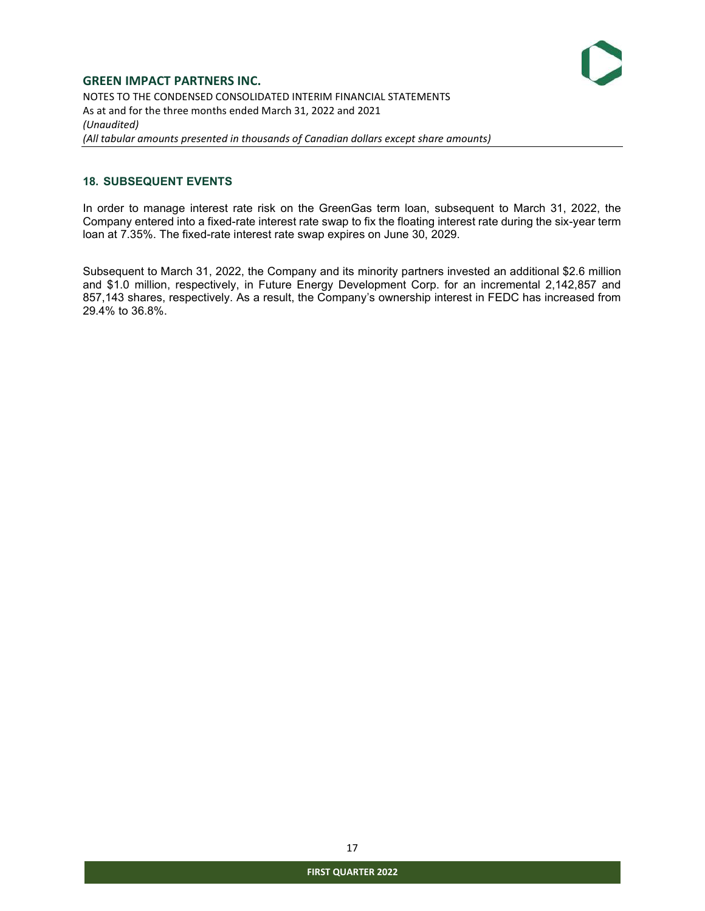## 18. SUBSEQUENT EVENTS

In order to manage interest rate risk on the GreenGas term loan, subsequent to March 31, 2022, the Company entered into a fixed-rate interest rate swap to fix the floating interest rate during the six-year term loan at 7.35%. The fixed-rate interest rate swap expires on June 30, 2029.

Subsequent to March 31, 2022, the Company and its minority partners invested an additional $2.6 million and $1.0 million, respectively, in Future Energy Development Corp. for an incremental 2,142,857 and 857,143 shares, respectively. As a result, the Company's ownership interest in FEDC has increased from 29.4% to 36.8%.